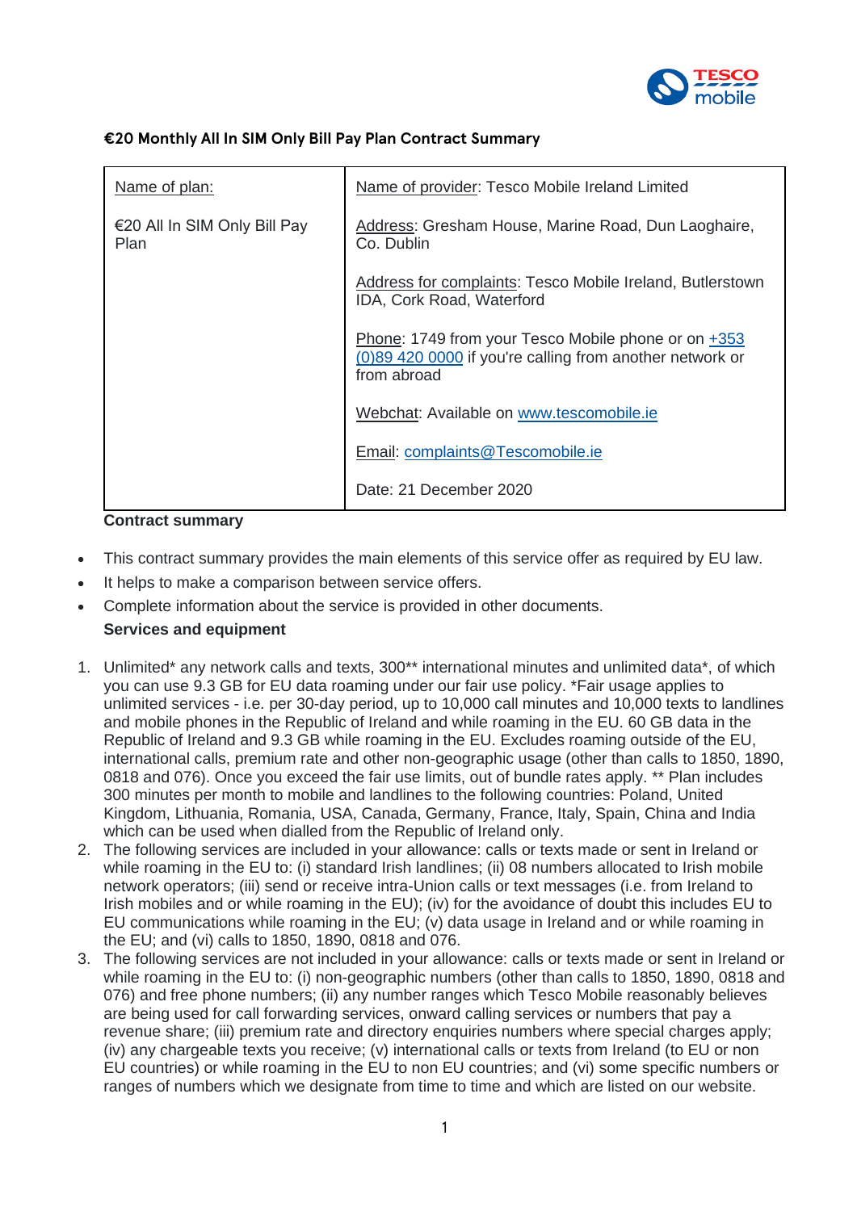## €20 Monthly All In SIM Only Bill Pay Plan Contract Summary

| Name of plan: | Name of provider: Tesco Mobile Ireland Limited |
| --- | --- |
| €20 All In SIM Only Bill Pay Plan | Address: Gresham House, Marine Road, Dun Laoghaire, Co. Dublin<br><br>Address for complaints: Tesco Mobile Ireland, Butlerstown IDA, Cork Road, Waterford<br><br>Phone: 1749 from your Tesco Mobile phone or on +353 (0)89 420 0000 if you're calling from another network or from abroad<br><br>Webchat: Available on www.tescomobile.ie<br><br>Email: complaints@Tescomobile.ie<br><br>Date: 21 December 2020 |

**Contract summary**

- This contract summary provides the main elements of this service offer as required by EU law.
- It helps to make a comparison between service offers.
- Complete information about the service is provided in other documents.

**Services and equipment**

1. Unlimited* any network calls and texts, 300** international minutes and unlimited data*, of which you can use 9.3 GB for EU data roaming under our fair use policy. *Fair usage applies to unlimited services - i.e. per 30-day period, up to 10,000 call minutes and 10,000 texts to landlines and mobile phones in the Republic of Ireland and while roaming in the EU. 60 GB data in the Republic of Ireland and 9.3 GB while roaming in the EU. Excludes roaming outside of the EU, international calls, premium rate and other non-geographic usage (other than calls to 1850, 1890, 0818 and 076). Once you exceed the fair use limits, out of bundle rates apply. ** Plan includes 300 minutes per month to mobile and landlines to the following countries: Poland, United Kingdom, Lithuania, Romania, USA, Canada, Germany, France, Italy, Spain, China and India which can be used when dialled from the Republic of Ireland only.
2. The following services are included in your allowance: calls or texts made or sent in Ireland or while roaming in the EU to: (i) standard Irish landlines; (ii) 08 numbers allocated to Irish mobile network operators; (iii) send or receive intra-Union calls or text messages (i.e. from Ireland to Irish mobiles and or while roaming in the EU); (iv) for the avoidance of doubt this includes EU to EU communications while roaming in the EU; (v) data usage in Ireland and or while roaming in the EU; and (vi) calls to 1850, 1890, 0818 and 076.
3. The following services are not included in your allowance: calls or texts made or sent in Ireland or while roaming in the EU to: (i) non-geographic numbers (other than calls to 1850, 1890, 0818 and 076) and free phone numbers; (ii) any number ranges which Tesco Mobile reasonably believes are being used for call forwarding services, onward calling services or numbers that pay a revenue share; (iii) premium rate and directory enquiries numbers where special charges apply; (iv) any chargeable texts you receive; (v) international calls or texts from Ireland (to EU or non EU countries) or while roaming in the EU to non EU countries; and (vi) some specific numbers or ranges of numbers which we designate from time to time and which are listed on our website.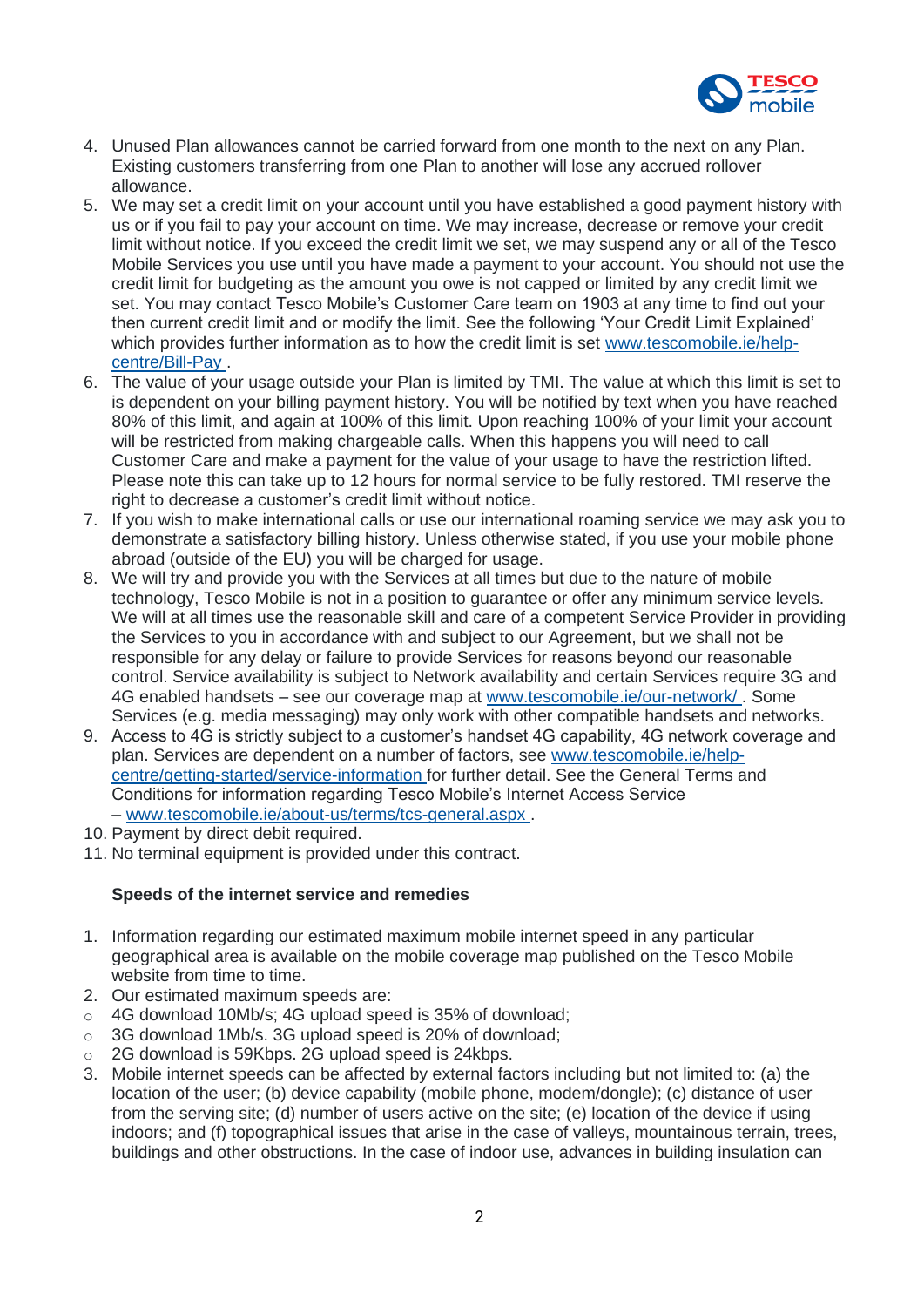4. Unused Plan allowances cannot be carried forward from one month to the next on any Plan. Existing customers transferring from one Plan to another will lose any accrued rollover allowance.
5. We may set a credit limit on your account until you have established a good payment history with us or if you fail to pay your account on time. We may increase, decrease or remove your credit limit without notice. If you exceed the credit limit we set, we may suspend any or all of the Tesco Mobile Services you use until you have made a payment to your account. You should not use the credit limit for budgeting as the amount you owe is not capped or limited by any credit limit we set. You may contact Tesco Mobile's Customer Care team on 1903 at any time to find out your then current credit limit and or modify the limit. See the following 'Your Credit Limit Explained' which provides further information as to how the credit limit is set www.tescomobile.ie/help-centre/Bill-Pay .
6. The value of your usage outside your Plan is limited by TMI. The value at which this limit is set to is dependent on your billing payment history. You will be notified by text when you have reached 80% of this limit, and again at 100% of this limit. Upon reaching 100% of your limit your account will be restricted from making chargeable calls. When this happens you will need to call Customer Care and make a payment for the value of your usage to have the restriction lifted. Please note this can take up to 12 hours for normal service to be fully restored. TMI reserve the right to decrease a customer's credit limit without notice.
7. If you wish to make international calls or use our international roaming service we may ask you to demonstrate a satisfactory billing history. Unless otherwise stated, if you use your mobile phone abroad (outside of the EU) you will be charged for usage.
8. We will try and provide you with the Services at all times but due to the nature of mobile technology, Tesco Mobile is not in a position to guarantee or offer any minimum service levels. We will at all times use the reasonable skill and care of a competent Service Provider in providing the Services to you in accordance with and subject to our Agreement, but we shall not be responsible for any delay or failure to provide Services for reasons beyond our reasonable control. Service availability is subject to Network availability and certain Services require 3G and 4G enabled handsets – see our coverage map at www.tescomobile.ie/our-network/ . Some Services (e.g. media messaging) may only work with other compatible handsets and networks.
9. Access to 4G is strictly subject to a customer's handset 4G capability, 4G network coverage and plan. Services are dependent on a number of factors, see www.tescomobile.ie/help-centre/getting-started/service-information for further detail. See the General Terms and Conditions for information regarding Tesco Mobile's Internet Access Service – www.tescomobile.ie/about-us/terms/tcs-general.aspx .
10. Payment by direct debit required.
11. No terminal equipment is provided under this contract.

**Speeds of the internet service and remedies**

1. Information regarding our estimated maximum mobile internet speed in any particular geographical area is available on the mobile coverage map published on the Tesco Mobile website from time to time.
2. Our estimated maximum speeds are:
   - 4G download 10Mb/s; 4G upload speed is 35% of download;
   - 3G download 1Mb/s. 3G upload speed is 20% of download;
   - 2G download is 59Kbps. 2G upload speed is 24kbps.
3. Mobile internet speeds can be affected by external factors including but not limited to: (a) the location of the user; (b) device capability (mobile phone, modem/dongle); (c) distance of user from the serving site; (d) number of users active on the site; (e) location of the device if using indoors; and (f) topographical issues that arise in the case of valleys, mountainous terrain, trees, buildings and other obstructions. In the case of indoor use, advances in building insulation can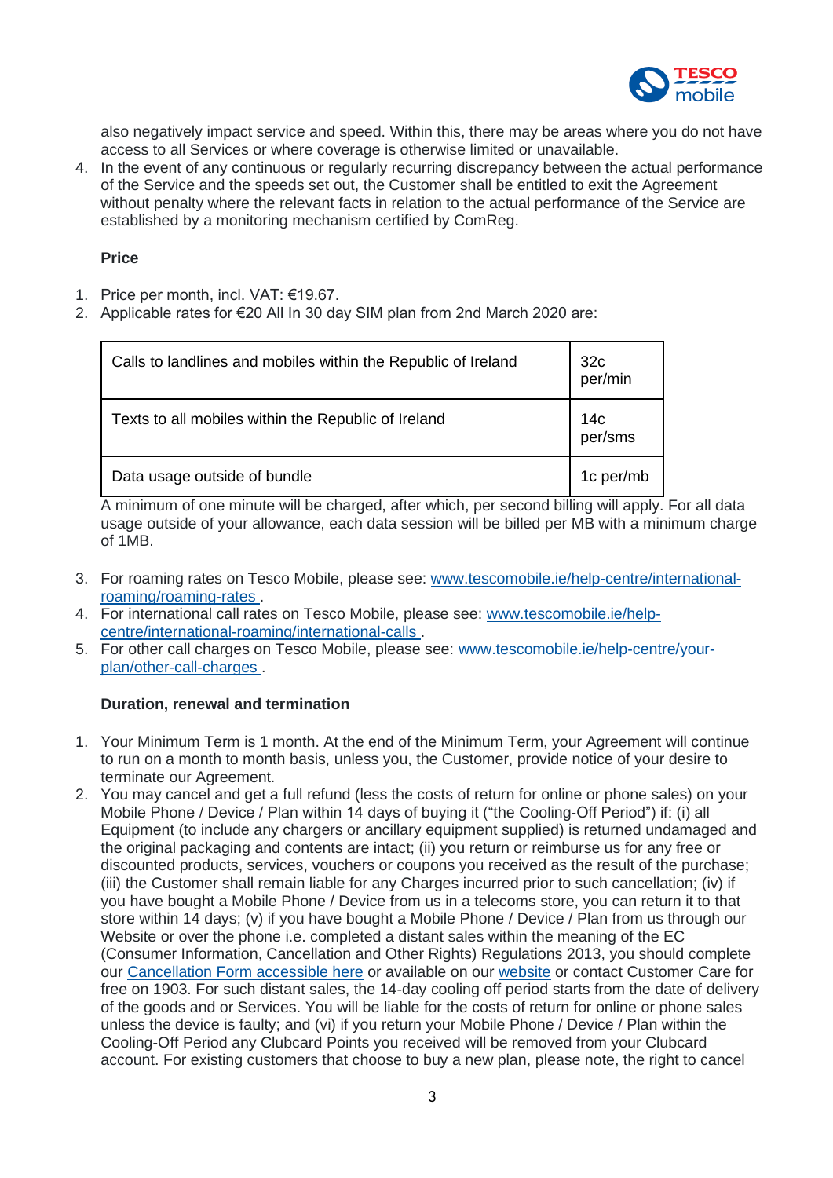also negatively impact service and speed. Within this, there may be areas where you do not have access to all Services or where coverage is otherwise limited or unavailable.

4. In the event of any continuous or regularly recurring discrepancy between the actual performance of the Service and the speeds set out, the Customer shall be entitled to exit the Agreement without penalty where the relevant facts in relation to the actual performance of the Service are established by a monitoring mechanism certified by ComReg.

**Price**

1. Price per month, incl. VAT: €19.67.
2. Applicable rates for €20 All In 30 day SIM plan from 2nd March 2020 are:

| | |
|---|---|
| Calls to landlines and mobiles within the Republic of Ireland | 32c per/min |
| Texts to all mobiles within the Republic of Ireland | 14c per/sms |
| Data usage outside of bundle | 1c per/mb |

A minimum of one minute will be charged, after which, per second billing will apply. For all data usage outside of your allowance, each data session will be billed per MB with a minimum charge of 1MB.

3. For roaming rates on Tesco Mobile, please see: www.tescomobile.ie/help-centre/international-roaming/roaming-rates .
4. For international call rates on Tesco Mobile, please see: www.tescomobile.ie/help-centre/international-roaming/international-calls .
5. For other call charges on Tesco Mobile, please see: www.tescomobile.ie/help-centre/your-plan/other-call-charges .

**Duration, renewal and termination**

1. Your Minimum Term is 1 month. At the end of the Minimum Term, your Agreement will continue to run on a month to month basis, unless you, the Customer, provide notice of your desire to terminate our Agreement.
2. You may cancel and get a full refund (less the costs of return for online or phone sales) on your Mobile Phone / Device / Plan within 14 days of buying it ("the Cooling-Off Period") if: (i) all Equipment (to include any chargers or ancillary equipment supplied) is returned undamaged and the original packaging and contents are intact; (ii) you return or reimburse us for any free or discounted products, services, vouchers or coupons you received as the result of the purchase; (iii) the Customer shall remain liable for any Charges incurred prior to such cancellation; (iv) if you have bought a Mobile Phone / Device from us in a telecoms store, you can return it to that store within 14 days; (v) if you have bought a Mobile Phone / Device / Plan from us through our Website or over the phone i.e. completed a distant sales within the meaning of the EC (Consumer Information, Cancellation and Other Rights) Regulations 2013, you should complete our Cancellation Form accessible here or available on our website or contact Customer Care for free on 1903. For such distant sales, the 14-day cooling off period starts from the date of delivery of the goods and or Services. You will be liable for the costs of return for online or phone sales unless the device is faulty; and (vi) if you return your Mobile Phone / Device / Plan within the Cooling-Off Period any Clubcard Points you received will be removed from your Clubcard account. For existing customers that choose to buy a new plan, please note, the right to cancel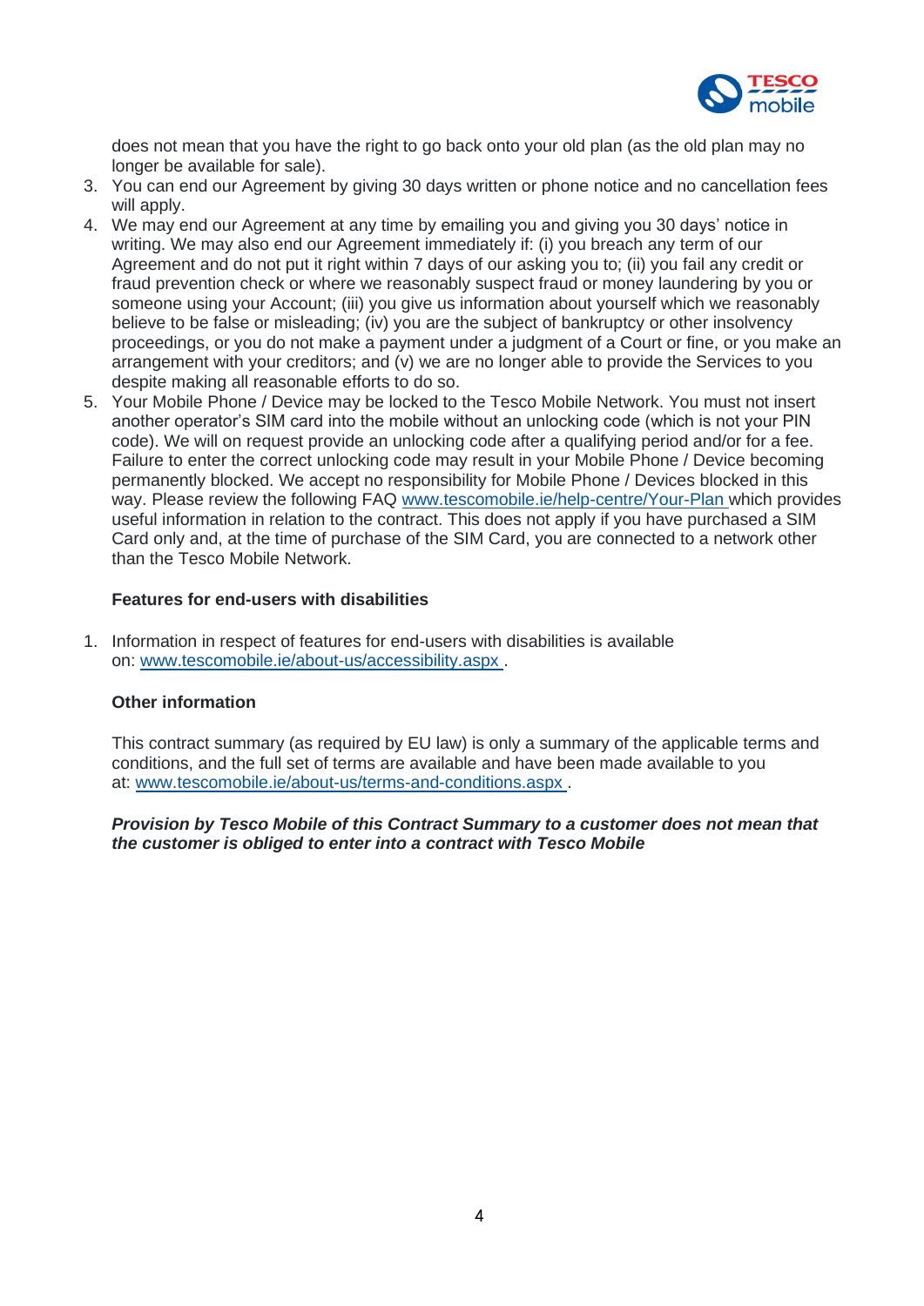does not mean that you have the right to go back onto your old plan (as the old plan may no longer be available for sale).

3. You can end our Agreement by giving 30 days written or phone notice and no cancellation fees will apply.
4. We may end our Agreement at any time by emailing you and giving you 30 days' notice in writing. We may also end our Agreement immediately if: (i) you breach any term of our Agreement and do not put it right within 7 days of our asking you to; (ii) you fail any credit or fraud prevention check or where we reasonably suspect fraud or money laundering by you or someone using your Account; (iii) you give us information about yourself which we reasonably believe to be false or misleading; (iv) you are the subject of bankruptcy or other insolvency proceedings, or you do not make a payment under a judgment of a Court or fine, or you make an arrangement with your creditors; and (v) we are no longer able to provide the Services to you despite making all reasonable efforts to do so.
5. Your Mobile Phone / Device may be locked to the Tesco Mobile Network. You must not insert another operator's SIM card into the mobile without an unlocking code (which is not your PIN code). We will on request provide an unlocking code after a qualifying period and/or for a fee. Failure to enter the correct unlocking code may result in your Mobile Phone / Device becoming permanently blocked. We accept no responsibility for Mobile Phone / Devices blocked in this way. Please review the following FAQ www.tescomobile.ie/help-centre/Your-Plan which provides useful information in relation to the contract. This does not apply if you have purchased a SIM Card only and, at the time of purchase of the SIM Card, you are connected to a network other than the Tesco Mobile Network.

**Features for end-users with disabilities**

1. Information in respect of features for end-users with disabilities is available on: www.tescomobile.ie/about-us/accessibility.aspx .

**Other information**

This contract summary (as required by EU law) is only a summary of the applicable terms and conditions, and the full set of terms are available and have been made available to you at: www.tescomobile.ie/about-us/terms-and-conditions.aspx .

***Provision by Tesco Mobile of this Contract Summary to a customer does not mean that the customer is obliged to enter into a contract with Tesco Mobile***